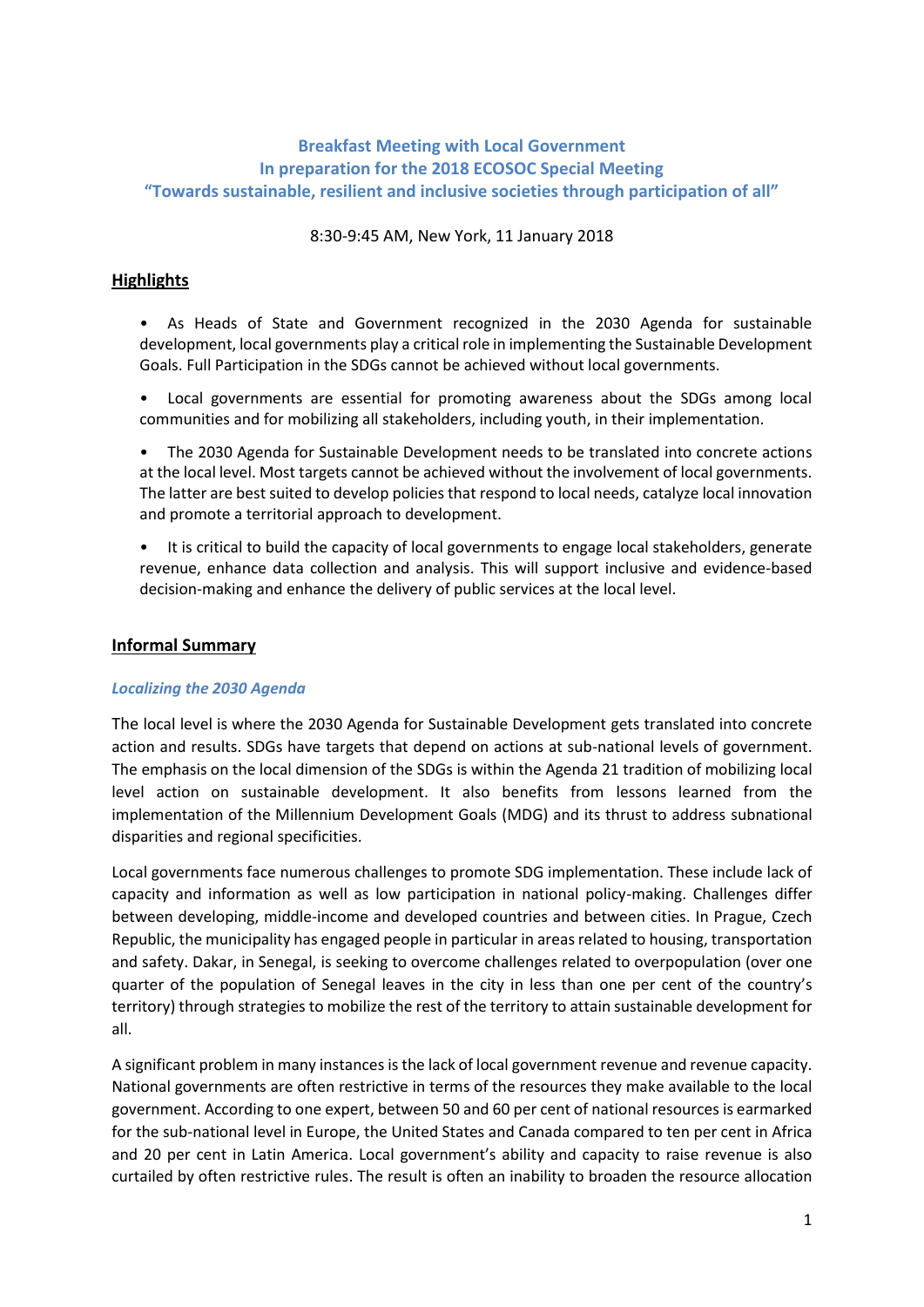**Breakfast Meeting with Local Government**
**In preparation for the 2018 ECOSOC Special Meeting**
**"Towards sustainable, resilient and inclusive societies through participation of all"**

8:30-9:45 AM, New York, 11 January 2018

## Highlights

- As Heads of State and Government recognized in the 2030 Agenda for sustainable development, local governments play a critical role in implementing the Sustainable Development Goals. Full Participation in the SDGs cannot be achieved without local governments.
- Local governments are essential for promoting awareness about the SDGs among local communities and for mobilizing all stakeholders, including youth, in their implementation.
- The 2030 Agenda for Sustainable Development needs to be translated into concrete actions at the local level. Most targets cannot be achieved without the involvement of local governments. The latter are best suited to develop policies that respond to local needs, catalyze local innovation and promote a territorial approach to development.
- It is critical to build the capacity of local governments to engage local stakeholders, generate revenue, enhance data collection and analysis. This will support inclusive and evidence-based decision-making and enhance the delivery of public services at the local level.

## Informal Summary

### *Localizing the 2030 Agenda*

The local level is where the 2030 Agenda for Sustainable Development gets translated into concrete action and results. SDGs have targets that depend on actions at sub-national levels of government. The emphasis on the local dimension of the SDGs is within the Agenda 21 tradition of mobilizing local level action on sustainable development. It also benefits from lessons learned from the implementation of the Millennium Development Goals (MDG) and its thrust to address subnational disparities and regional specificities.

Local governments face numerous challenges to promote SDG implementation. These include lack of capacity and information as well as low participation in national policy-making. Challenges differ between developing, middle-income and developed countries and between cities. In Prague, Czech Republic, the municipality has engaged people in particular in areas related to housing, transportation and safety. Dakar, in Senegal, is seeking to overcome challenges related to overpopulation (over one quarter of the population of Senegal leaves in the city in less than one per cent of the country's territory) through strategies to mobilize the rest of the territory to attain sustainable development for all.

A significant problem in many instances is the lack of local government revenue and revenue capacity. National governments are often restrictive in terms of the resources they make available to the local government. According to one expert, between 50 and 60 per cent of national resources is earmarked for the sub-national level in Europe, the United States and Canada compared to ten per cent in Africa and 20 per cent in Latin America. Local government's ability and capacity to raise revenue is also curtailed by often restrictive rules. The result is often an inability to broaden the resource allocation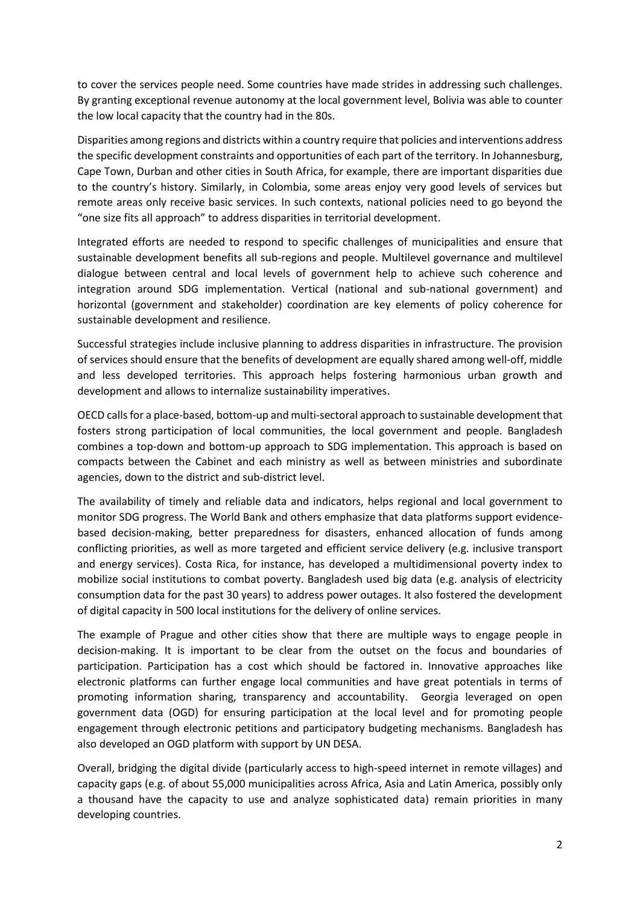to cover the services people need. Some countries have made strides in addressing such challenges. By granting exceptional revenue autonomy at the local government level, Bolivia was able to counter the low local capacity that the country had in the 80s.

Disparities among regions and districts within a country require that policies and interventions address the specific development constraints and opportunities of each part of the territory. In Johannesburg, Cape Town, Durban and other cities in South Africa, for example, there are important disparities due to the country's history. Similarly, in Colombia, some areas enjoy very good levels of services but remote areas only receive basic services. In such contexts, national policies need to go beyond the "one size fits all approach" to address disparities in territorial development.

Integrated efforts are needed to respond to specific challenges of municipalities and ensure that sustainable development benefits all sub-regions and people. Multilevel governance and multilevel dialogue between central and local levels of government help to achieve such coherence and integration around SDG implementation. Vertical (national and sub-national government) and horizontal (government and stakeholder) coordination are key elements of policy coherence for sustainable development and resilience.

Successful strategies include inclusive planning to address disparities in infrastructure. The provision of services should ensure that the benefits of development are equally shared among well-off, middle and less developed territories. This approach helps fostering harmonious urban growth and development and allows to internalize sustainability imperatives.

OECD calls for a place-based, bottom-up and multi-sectoral approach to sustainable development that fosters strong participation of local communities, the local government and people. Bangladesh combines a top-down and bottom-up approach to SDG implementation. This approach is based on compacts between the Cabinet and each ministry as well as between ministries and subordinate agencies, down to the district and sub-district level.

The availability of timely and reliable data and indicators, helps regional and local government to monitor SDG progress. The World Bank and others emphasize that data platforms support evidence-based decision-making, better preparedness for disasters, enhanced allocation of funds among conflicting priorities, as well as more targeted and efficient service delivery (e.g. inclusive transport and energy services). Costa Rica, for instance, has developed a multidimensional poverty index to mobilize social institutions to combat poverty. Bangladesh used big data (e.g. analysis of electricity consumption data for the past 30 years) to address power outages. It also fostered the development of digital capacity in 500 local institutions for the delivery of online services.

The example of Prague and other cities show that there are multiple ways to engage people in decision-making. It is important to be clear from the outset on the focus and boundaries of participation. Participation has a cost which should be factored in. Innovative approaches like electronic platforms can further engage local communities and have great potentials in terms of promoting information sharing, transparency and accountability. Georgia leveraged on open government data (OGD) for ensuring participation at the local level and for promoting people engagement through electronic petitions and participatory budgeting mechanisms. Bangladesh has also developed an OGD platform with support by UN DESA.

Overall, bridging the digital divide (particularly access to high-speed internet in remote villages) and capacity gaps (e.g. of about 55,000 municipalities across Africa, Asia and Latin America, possibly only a thousand have the capacity to use and analyze sophisticated data) remain priorities in many developing countries.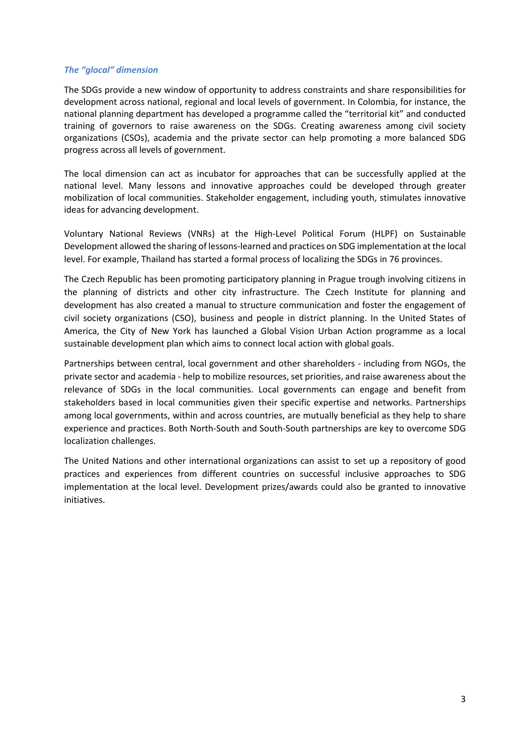### *The "glocal" dimension*

The SDGs provide a new window of opportunity to address constraints and share responsibilities for development across national, regional and local levels of government. In Colombia, for instance, the national planning department has developed a programme called the "territorial kit" and conducted training of governors to raise awareness on the SDGs. Creating awareness among civil society organizations (CSOs), academia and the private sector can help promoting a more balanced SDG progress across all levels of government.

The local dimension can act as incubator for approaches that can be successfully applied at the national level. Many lessons and innovative approaches could be developed through greater mobilization of local communities. Stakeholder engagement, including youth, stimulates innovative ideas for advancing development.

Voluntary National Reviews (VNRs) at the High-Level Political Forum (HLPF) on Sustainable Development allowed the sharing of lessons-learned and practices on SDG implementation at the local level. For example, Thailand has started a formal process of localizing the SDGs in 76 provinces.

The Czech Republic has been promoting participatory planning in Prague trough involving citizens in the planning of districts and other city infrastructure. The Czech Institute for planning and development has also created a manual to structure communication and foster the engagement of civil society organizations (CSO), business and people in district planning. In the United States of America, the City of New York has launched a Global Vision Urban Action programme as a local sustainable development plan which aims to connect local action with global goals.

Partnerships between central, local government and other shareholders - including from NGOs, the private sector and academia - help to mobilize resources, set priorities, and raise awareness about the relevance of SDGs in the local communities. Local governments can engage and benefit from stakeholders based in local communities given their specific expertise and networks. Partnerships among local governments, within and across countries, are mutually beneficial as they help to share experience and practices. Both North-South and South-South partnerships are key to overcome SDG localization challenges.

The United Nations and other international organizations can assist to set up a repository of good practices and experiences from different countries on successful inclusive approaches to SDG implementation at the local level. Development prizes/awards could also be granted to innovative initiatives.